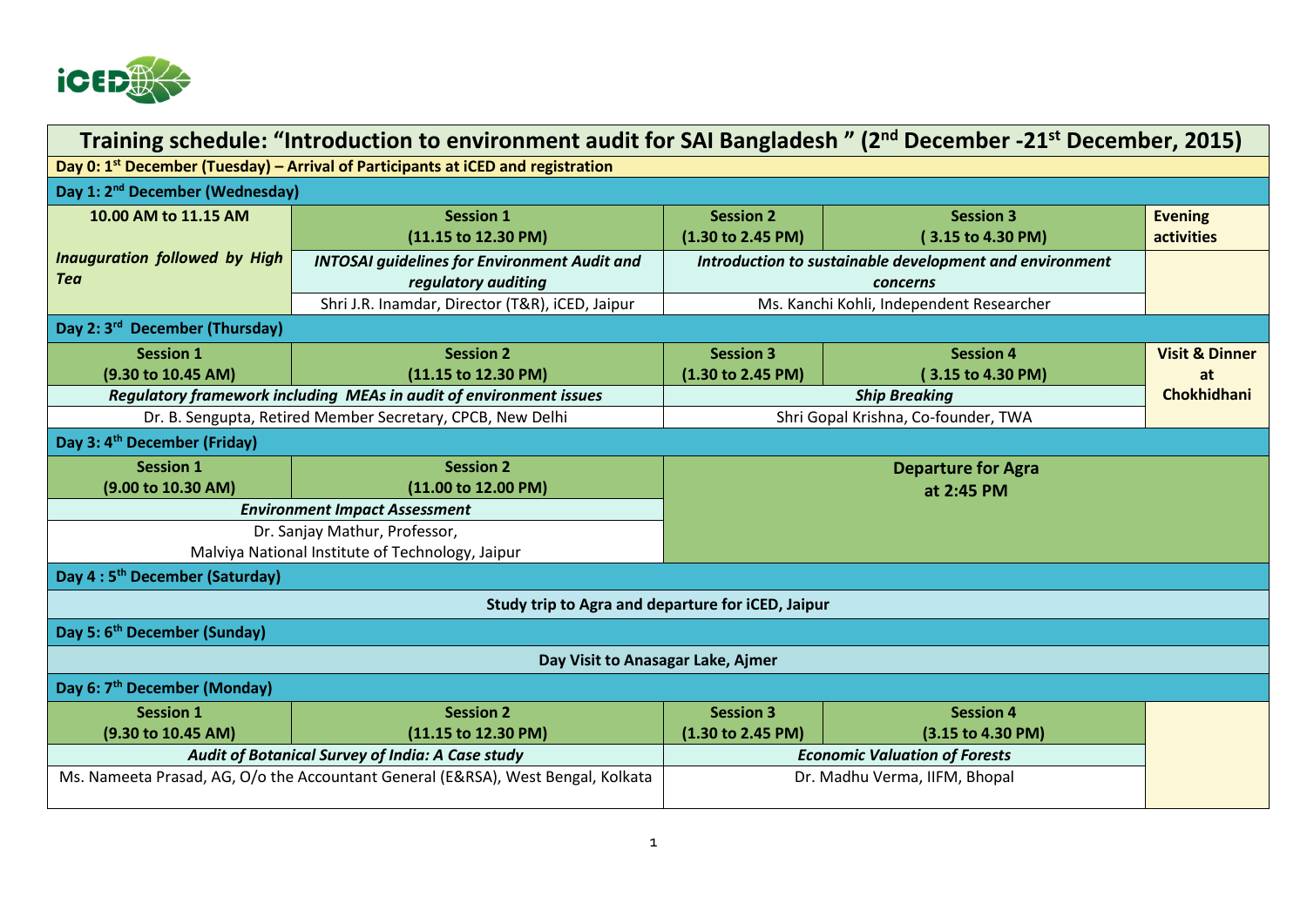# Training schedule: "Introduction to environment audit for SAI Bangladesh " (2nd December -21st December, 2015)

| | | | | |
|---|---|---|---|---|
| **Day 0: 1st December (Tuesday) – Arrival of Participants at iCED and registration** | | | | |
| **Day 1: 2nd December (Wednesday)** | | | | |
| **10.00 AM to 11.15 AM** | **Session 1 (11.15 to 12.30 PM)** | **Session 2 (1.30 to 2.45 PM)** | **Session 3 ( 3.15 to 4.30 PM)** | **Evening activities** |
| ***Inauguration followed by High Tea*** | ***INTOSAI guidelines for Environment Audit and regulatory auditing*** | ***Introduction to sustainable development and environment concerns*** | | |
| | Shri J.R. Inamdar, Director (T&R), iCED, Jaipur | Ms. Kanchi Kohli, Independent Researcher | | |
| **Day 2: 3rd December (Thursday)** | | | | |
| **Session 1 (9.30 to 10.45 AM)** | **Session 2 (11.15 to 12.30 PM)** | **Session 3 (1.30 to 2.45 PM)** | **Session 4 ( 3.15 to 4.30 PM)** | **Visit & Dinner at Chokhidhani** |
| ***Regulatory framework including MEAs in audit of environment issues*** | | ***Ship Breaking*** | | |
| Dr. B. Sengupta, Retired Member Secretary, CPCB, New Delhi | | Shri Gopal Krishna, Co-founder, TWA | | |
| **Day 3: 4th December (Friday)** | | | | |
| **Session 1 (9.00 to 10.30 AM)** | **Session 2 (11.00 to 12.00 PM)** | **Departure for Agra at 2:45 PM** | | |
| ***Environment Impact Assessment*** | | | | |
| Dr. Sanjay Mathur, Professor, Malviya National Institute of Technology, Jaipur | | | | |
| **Day 4 : 5th December (Saturday)** | | | | |
| **Study trip to Agra and departure for iCED, Jaipur** | | | | |
| **Day 5: 6th December (Sunday)** | | | | |
| **Day Visit to Anasagar Lake, Ajmer** | | | | |
| **Day 6: 7th December (Monday)** | | | | |
| **Session 1 (9.30 to 10.45 AM)** | **Session 2 (11.15 to 12.30 PM)** | **Session 3 (1.30 to 2.45 PM)** | **Session 4 (3.15 to 4.30 PM)** | |
| ***Audit of Botanical Survey of India: A Case study*** | | ***Economic Valuation of Forests*** | | |
| Ms. Nameeta Prasad, AG, O/o the Accountant General (E&RSA), West Bengal, Kolkata | | Dr. Madhu Verma, IIFM, Bhopal | | |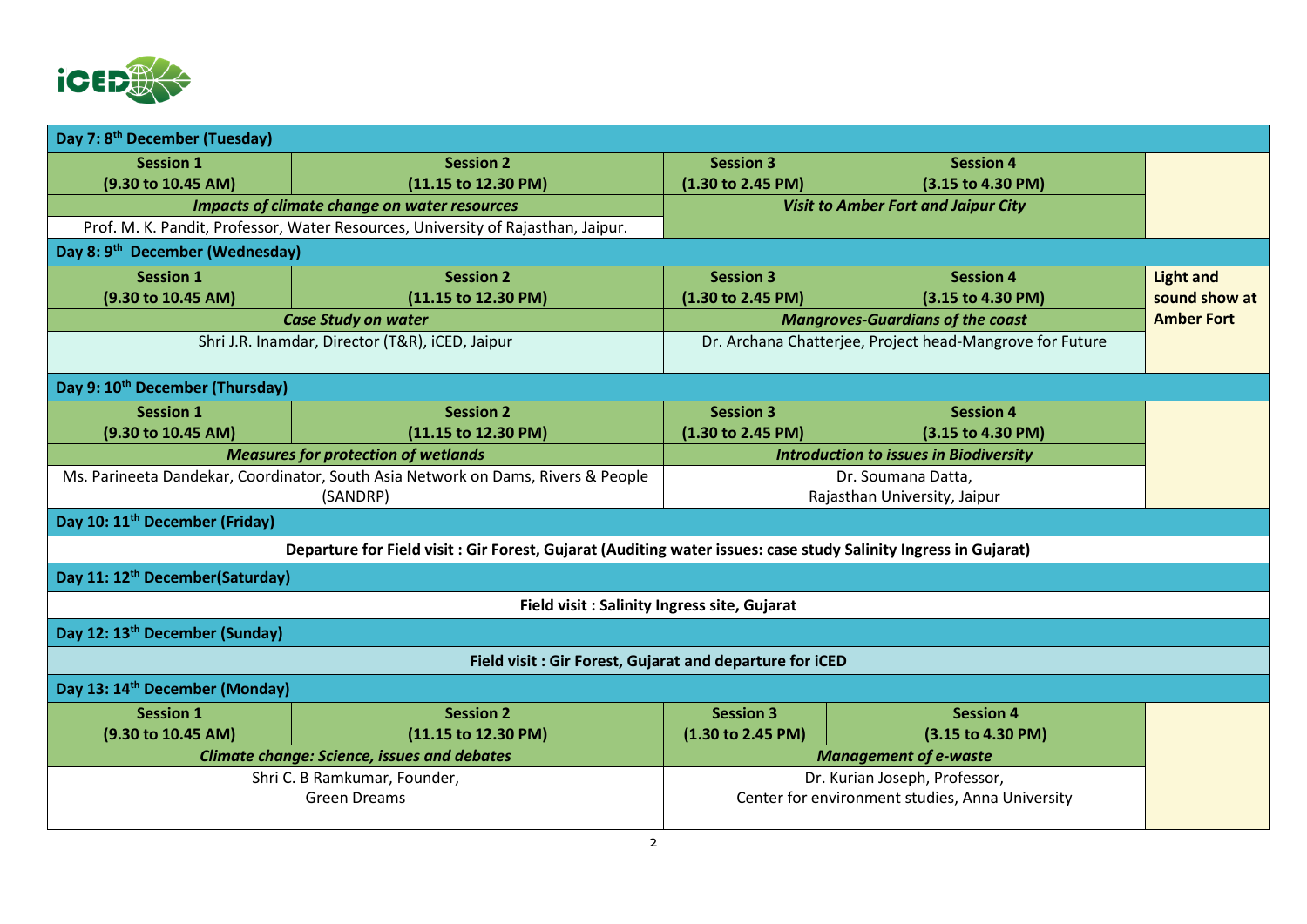| Day 7: 8th December (Tuesday) | | | | |
|---|---|---|---|---|
| **Session 1 (9.30 to 10.45 AM)** | **Session 2 (11.15 to 12.30 PM)** | **Session 3 (1.30 to 2.45 PM)** | **Session 4 (3.15 to 4.30 PM)** | |
| ***Impacts of climate change on water resources*** | | ***Visit to Amber Fort and Jaipur City*** | | |
| Prof. M. K. Pandit, Professor, Water Resources, University of Rajasthan, Jaipur. | | | | |
| **Day 8: 9th December (Wednesday)** | | | | |
| **Session 1 (9.30 to 10.45 AM)** | **Session 2 (11.15 to 12.30 PM)** | **Session 3 (1.30 to 2.45 PM)** | **Session 4 (3.15 to 4.30 PM)** | **Light and sound show at Amber Fort** |
| ***Case Study on water*** | | ***Mangroves-Guardians of the coast*** | | |
| Shri J.R. Inamdar, Director (T&R), iCED, Jaipur | | Dr. Archana Chatterjee, Project head-Mangrove for Future | | |
| **Day 9: 10th December (Thursday)** | | | | |
| **Session 1 (9.30 to 10.45 AM)** | **Session 2 (11.15 to 12.30 PM)** | **Session 3 (1.30 to 2.45 PM)** | **Session 4 (3.15 to 4.30 PM)** | |
| ***Measures for protection of wetlands*** | | ***Introduction to issues in Biodiversity*** | | |
| Ms. Parineeta Dandekar, Coordinator, South Asia Network on Dams, Rivers & People (SANDRP) | | Dr. Soumana Datta, Rajasthan University, Jaipur | | |
| **Day 10: 11th December (Friday)** | | | | |
| **Departure for Field visit : Gir Forest, Gujarat (Auditing water issues: case study Salinity Ingress in Gujarat)** | | | | |
| **Day 11: 12th December(Saturday)** | | | | |
| **Field visit : Salinity Ingress site, Gujarat** | | | | |
| **Day 12: 13th December (Sunday)** | | | | |
| **Field visit : Gir Forest, Gujarat and departure for iCED** | | | | |
| **Day 13: 14th December (Monday)** | | | | |
| **Session 1 (9.30 to 10.45 AM)** | **Session 2 (11.15 to 12.30 PM)** | **Session 3 (1.30 to 2.45 PM)** | **Session 4 (3.15 to 4.30 PM)** | |
| ***Climate change: Science, issues and debates*** | | ***Management of e-waste*** | | |
| Shri C. B Ramkumar, Founder, Green Dreams | | Dr. Kurian Joseph, Professor, Center for environment studies, Anna University | | |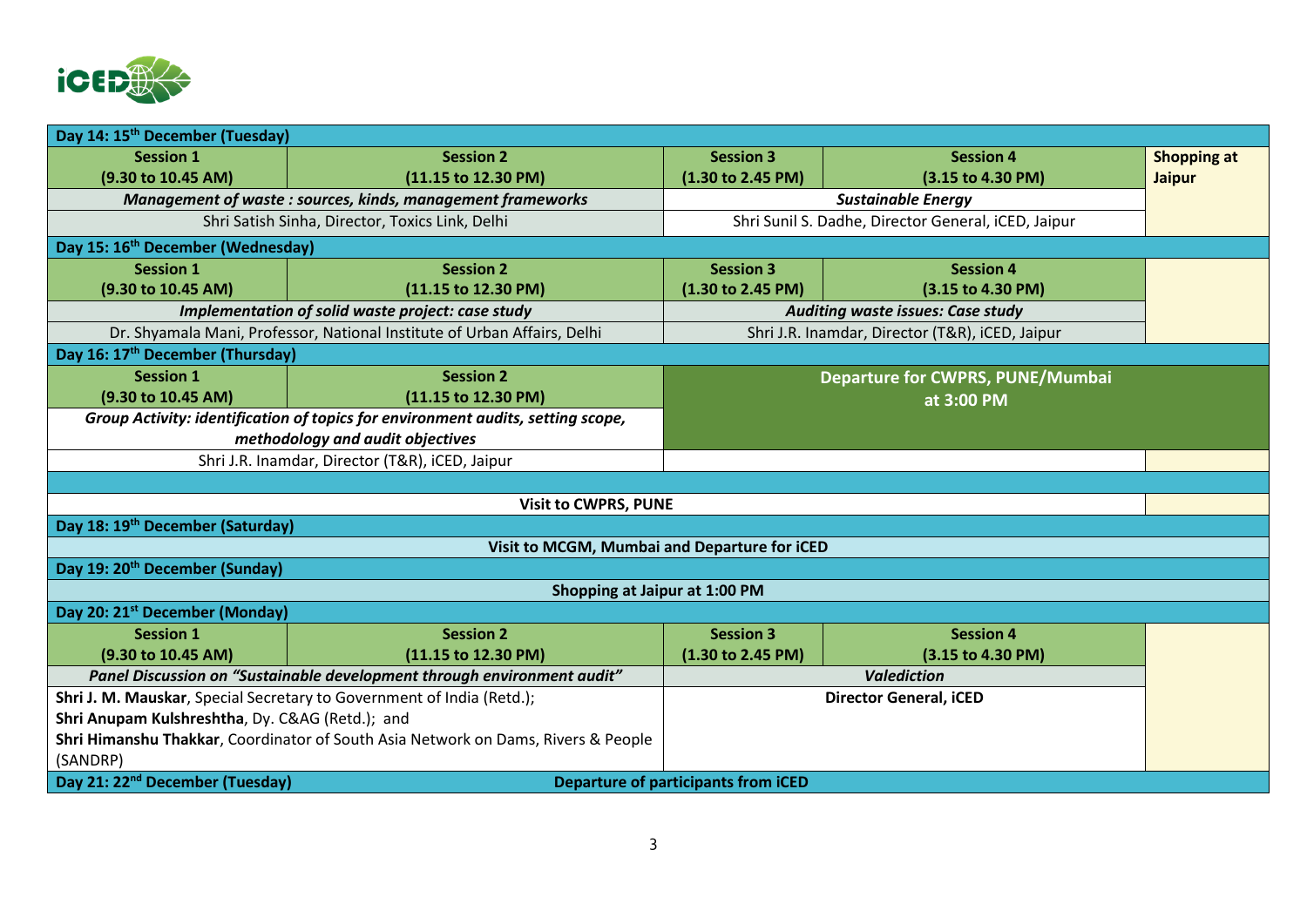| | | | | |
|---|---|---|---|---|
| **Day 14: 15th December (Tuesday)** | | | | |
| **Session 1 (9.30 to 10.45 AM)** | **Session 2 (11.15 to 12.30 PM)** | **Session 3 (1.30 to 2.45 PM)** | **Session 4 (3.15 to 4.30 PM)** | **Shopping at Jaipur** |
| ***Management of waste : sources, kinds, management frameworks*** | | ***Sustainable Energy*** | | |
| Shri Satish Sinha, Director, Toxics Link, Delhi | | Shri Sunil S. Dadhe, Director General, iCED, Jaipur | | |
| **Day 15: 16th December (Wednesday)** | | | | |
| **Session 1 (9.30 to 10.45 AM)** | **Session 2 (11.15 to 12.30 PM)** | **Session 3 (1.30 to 2.45 PM)** | **Session 4 (3.15 to 4.30 PM)** | |
| ***Implementation of solid waste project: case study*** | | ***Auditing waste issues: Case study*** | | |
| Dr. Shyamala Mani, Professor, National Institute of Urban Affairs, Delhi | | Shri J.R. Inamdar, Director (T&R), iCED, Jaipur | | |
| **Day 16: 17th December (Thursday)** | | | | |
| **Session 1 (9.30 to 10.45 AM)** | **Session 2 (11.15 to 12.30 PM)** | **Departure for CWPRS, PUNE/Mumbai at 3:00 PM** | | |
| ***Group Activity: identification of topics for environment audits, setting scope, methodology and audit objectives*** | | | | |
| Shri J.R. Inamdar, Director (T&R), iCED, Jaipur | | | | |
| | | | | |
| **Visit to CWPRS, PUNE** | | | | |
| **Day 18: 19th December (Saturday)** | | | | |
| **Visit to MCGM, Mumbai and Departure for iCED** | | | | |
| **Day 19: 20th December (Sunday)** | | | | |
| **Shopping at Jaipur at 1:00 PM** | | | | |
| **Day 20: 21st December (Monday)** | | | | |
| **Session 1 (9.30 to 10.45 AM)** | **Session 2 (11.15 to 12.30 PM)** | **Session 3 (1.30 to 2.45 PM)** | **Session 4 (3.15 to 4.30 PM)** | |
| ***Panel Discussion on "Sustainable development through environment audit"*** | | ***Valediction*** | | |
| **Shri J. M. Mauskar**, Special Secretary to Government of India (Retd.); **Shri Anupam Kulshreshtha**, Dy. C&AG (Retd.); and **Shri Himanshu Thakkar**, Coordinator of South Asia Network on Dams, Rivers & People (SANDRP) | | **Director General, iCED** | | |
| **Day 21: 22nd December (Tuesday)** | **Departure of participants from iCED** | | | |